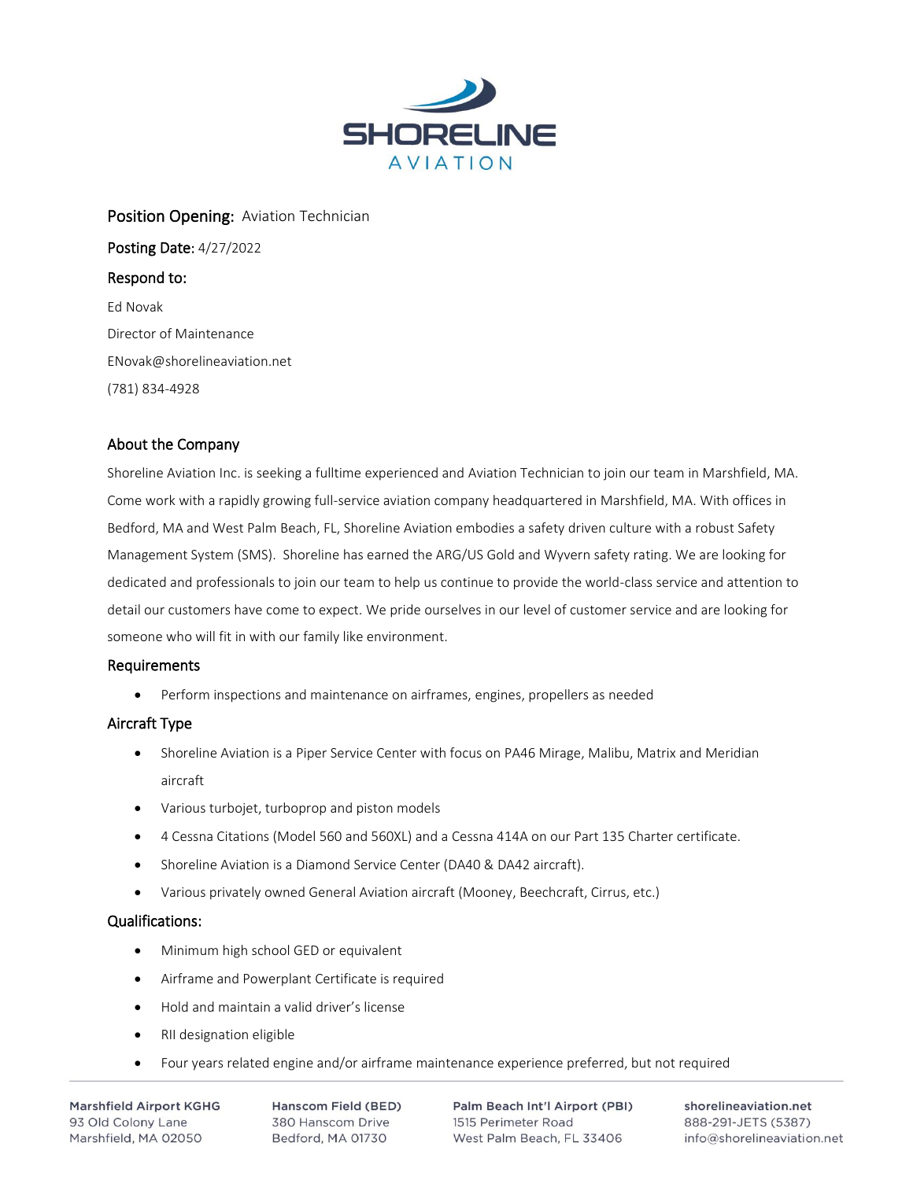# SHORELINE AVIATION

**Position Opening:** Aviation Technician

**Posting Date:** 4/27/2022

**Respond to:**

Ed Novak

Director of Maintenance

ENovak@shorelineaviation.net

(781) 834-4928

## About the Company

Shoreline Aviation Inc. is seeking a fulltime experienced and Aviation Technician to join our team in Marshfield, MA. Come work with a rapidly growing full-service aviation company headquartered in Marshfield, MA. With offices in Bedford, MA and West Palm Beach, FL, Shoreline Aviation embodies a safety driven culture with a robust Safety Management System (SMS). Shoreline has earned the ARG/US Gold and Wyvern safety rating. We are looking for dedicated and professionals to join our team to help us continue to provide the world-class service and attention to detail our customers have come to expect. We pride ourselves in our level of customer service and are looking for someone who will fit in with our family like environment.

## Requirements

- Perform inspections and maintenance on airframes, engines, propellers as needed

## Aircraft Type

- Shoreline Aviation is a Piper Service Center with focus on PA46 Mirage, Malibu, Matrix and Meridian aircraft
- Various turbojet, turboprop and piston models
- 4 Cessna Citations (Model 560 and 560XL) and a Cessna 414A on our Part 135 Charter certificate.
- Shoreline Aviation is a Diamond Service Center (DA40 & DA42 aircraft).
- Various privately owned General Aviation aircraft (Mooney, Beechcraft, Cirrus, etc.)

## Qualifications:

- Minimum high school GED or equivalent
- Airframe and Powerplant Certificate is required
- Hold and maintain a valid driver's license
- RII designation eligible
- Four years related engine and/or airframe maintenance experience preferred, but not required

Marshfield Airport KGHG
93 Old Colony Lane
Marshfield, MA 02050

Hanscom Field (BED)
380 Hanscom Drive
Bedford, MA 01730

Palm Beach Int'l Airport (PBI)
1515 Perimeter Road
West Palm Beach, FL 33406

shorelineaviation.net
888-291-JETS (5387)
info@shorelineaviation.net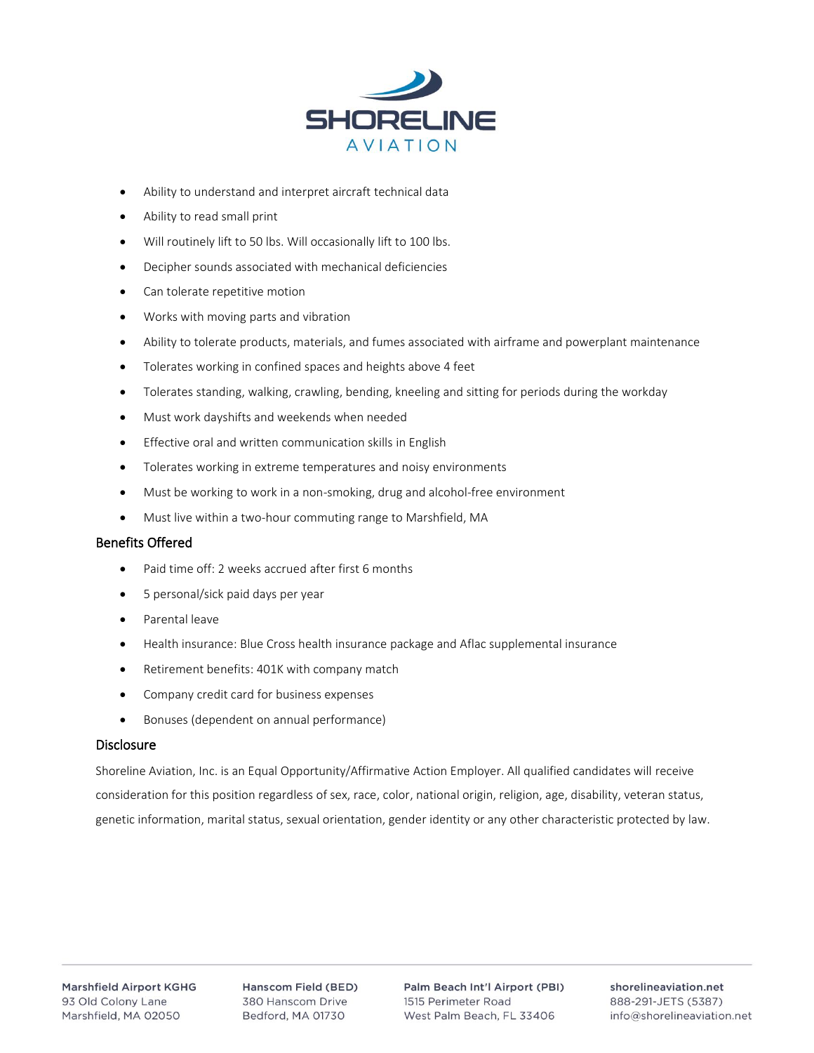- Ability to understand and interpret aircraft technical data
- Ability to read small print
- Will routinely lift to 50 lbs. Will occasionally lift to 100 lbs.
- Decipher sounds associated with mechanical deficiencies
- Can tolerate repetitive motion
- Works with moving parts and vibration
- Ability to tolerate products, materials, and fumes associated with airframe and powerplant maintenance
- Tolerates working in confined spaces and heights above 4 feet
- Tolerates standing, walking, crawling, bending, kneeling and sitting for periods during the workday
- Must work dayshifts and weekends when needed
- Effective oral and written communication skills in English
- Tolerates working in extreme temperatures and noisy environments
- Must be working to work in a non-smoking, drug and alcohol-free environment
- Must live within a two-hour commuting range to Marshfield, MA

## Benefits Offered

- Paid time off: 2 weeks accrued after first 6 months
- 5 personal/sick paid days per year
- Parental leave
- Health insurance: Blue Cross health insurance package and Aflac supplemental insurance
- Retirement benefits: 401K with company match
- Company credit card for business expenses
- Bonuses (dependent on annual performance)

## Disclosure

Shoreline Aviation, Inc. is an Equal Opportunity/Affirmative Action Employer. All qualified candidates will receive consideration for this position regardless of sex, race, color, national origin, religion, age, disability, veteran status, genetic information, marital status, sexual orientation, gender identity or any other characteristic protected by law.